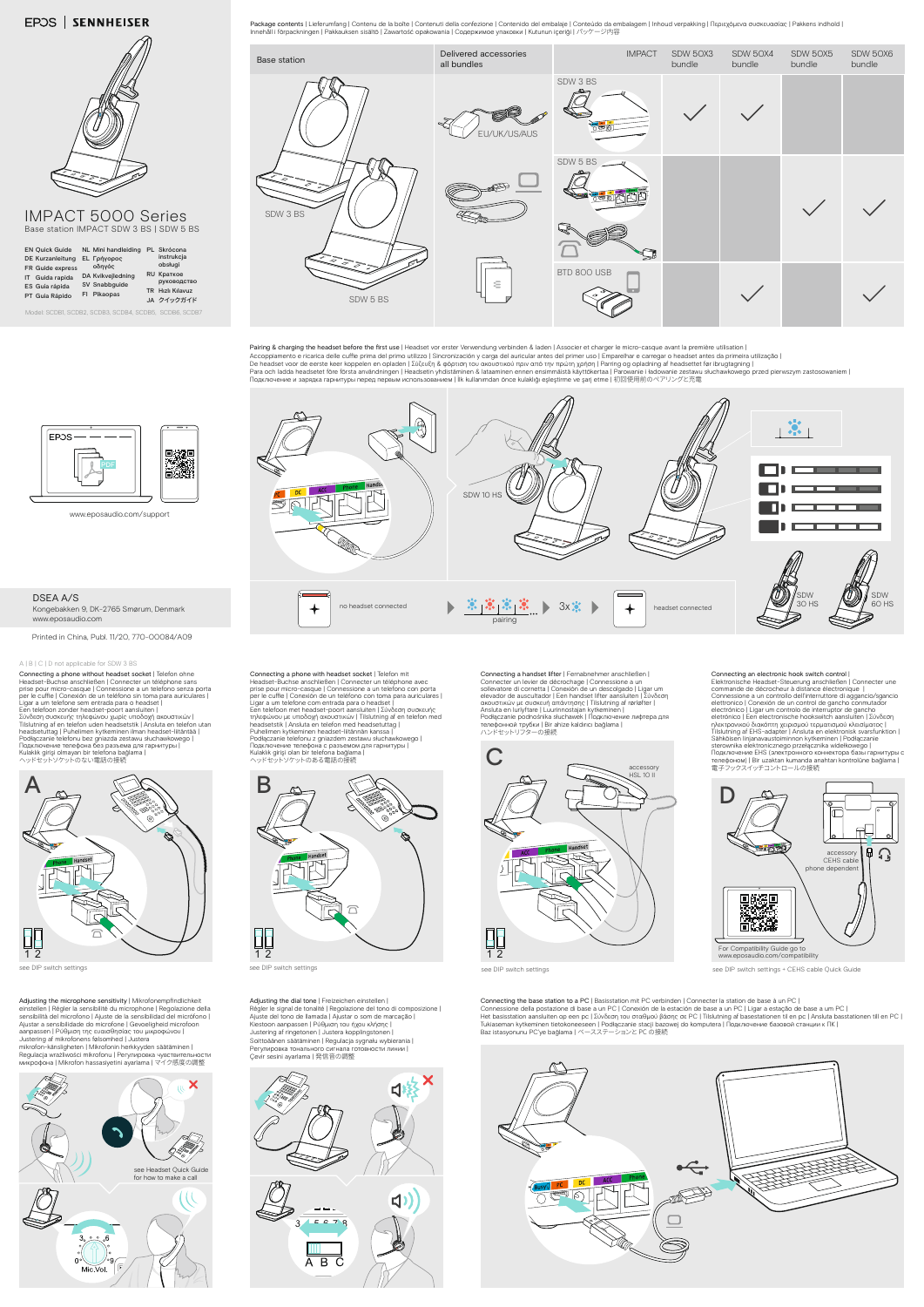EPOS | SENNHEISER

# IMPACT 5000 Series

Base station IMPACT SDW 3 BS | SDW 5 BS

EN Quick Guide
DE Kurzanleitung
FR Guide express
IT Guida rapida
ES Guía rápida
PT Guia Rápido
NL Mini handleiding
EL Γρήγορος οδηγός
DA Kvikvejledning
SV Snabbguide
FI Pikaopas
PL Skrócona instrukcja obsługi
RU Краткое руководство
TR Hızlı Kılavuz
JA クイックガイド

Model: SCDB1, SCDB2, SCDB3, SCDB4, SCDB5, SCDB6, SCDB7

www.eposaudio.com/support

DSEA A/S
Kongebakken 9, DK-2765 Smørum, Denmark
www.eposaudio.com

Printed in China, Publ. 11/20, 770-00084/A09

Package contents | Lieferumfang | Contenu de la boîte | Contenuti della confezione | Contenido del embalaje | Conteúdo da embalagem | Inhoud verpakking | Περιεχόμενα συσκευασίας | Pakkens indhold | Innehåll i förpackningen | Pakkauksen sisältö | Zawartość opakowania | Содержимое упаковки | Kutunun içeriği | パッケージ内容

| Base station | Delivered accessories all bundles | IMPACT | SDW 50X3 bundle | SDW 50X4 bundle | SDW 50X5 bundle | SDW 50X6 bundle |
|---|---|---|---|---|---|---|
| SDW 3 BS / SDW 5 BS | EU/UK/US/AUS | SDW 3 BS | ✓ | ✓ | | |
| | | SDW 5 BS | | | ✓ | ✓ |
| | | BTD 800 USB | | ✓ | | ✓ |

Pairing & charging the headset before the first use | Headset vor erster Verwendung verbinden & laden | Associer et charger le micro-casque avant la première utilisation | Accoppiamento e ricarica delle cuffie prima del primo utilizzo | Sincronización y carga del auricular antes del primer uso | Emparelhar e carregar o headset antes da primeira utilização | De headset voor de eerste keer koppelen en opladen | Σύζευξη & φόρτιση του ακουστικού πριν από την πρώτη χρήση | Parring og opladning af headsettet før første brug | Para och ladda headsetet före första användningen | Headsetin yhdistäminen & lataaminen ennen ensimmäistä käyttökertaa | Parowanie i ładowanie zestawu słuchawkowego przed pierwszym zastosowaniem | Подключение и зарядка гарнитуры перед первым использованием | İlk kullanımdan önce kulaklığı eşleştirme ve şarj etme | 初回使用前のペアリングと充電

SDW 10 HS — no headset connected — pairing — 3x — headset connected — SDW 30 HS — SDW 60 HS

A | B | C | D not applicable for SDW 3 BS

**Connecting a phone without headset socket** | Telefon ohne Headset-Buchse anschließen | Connecter un téléphone sans prise pour micro-casque | Connessione a un telefono senza porta per le cuffie | Conexión de un teléfono sin toma para auriculares | Ligar a um telefone sem entrada para o headset | Een telefoon zonder headset-poort aansluiten | Σύνδεση συσκευής τηλεφώνου χωρίς υποδοχή ακουστικών | Tilslutning af en telefon uden headsetstik | Ansluta en telefon utan headsetuttag | Puhelimen kytkeminen ilman headset-liitäntää | Podłączanie telefonu bez gniazda zestawu słuchawkowego | Подключение телефона без разъема для гарнитуры | Kulaklık girişi olmayan bir telefona bağlama | ヘッドセットソケットのない電話の接続

A — see DIP switch settings

**Connecting a phone with headset socket** | Telefon mit Headset-Buchse anschließen | Connecter un téléphone avec prise pour micro-casque | Connessione a un telefono con porta per le cuffie | Conexión de un teléfono con toma para auriculares | Ligar a um telefone com entrada para o headset | Een telefoon met headset-poort aansluiten | Σύνδεση συσκευής τηλεφώνου με υποδοχή ακουστικών | Tilslutning af en telefon med headsetstik | Ansluta en telefon med headsetuttag | Puhelimen kytkeminen headset-liitäntään kanssa | Podłączanie telefonu z gniazdem zestawu słuchawkowego | Подключение телефона с разъемом для гарнитуры | Kulaklık girişi olan bir telefona bağlama | ヘッドセットソケットのある電話の接続

B — see DIP switch settings

**Connecting a handset lifter** | Fernabnehmer anschließen | Connecter un levier de décrochage | Connessione a un sollevatore di cornetta | Conexión de un descolgado | Ligar um elevador de auscultador | Een handset lifter aansluiten | Σύνδεση ακουστικού συσκευή ανύψωσης | Tilslutning af røfløfter | Ansluta en lurlyftare | Luurinnostajan kytkeminen | Podłączanie podnośnika słuchawki | Подключение лифтера для телефонной трубки | Bir ahize kaldırıcı bağlama | ハンドセットリフターの接続

C — accessory HSL 10 II — see DIP switch settings

**Connecting an electronic hook switch control** | Elektronische Headset-Steuerung anschließen | Connecter une commande de décrocheur à distance électronique | Connessione a un controllo dell'interruttore di aggancio/sgancio elettronico | Conexión de un control de gancho conmutador electrónico | Ligar um controlo de interruptor de gancho eletrónico | Een electronische hookswitch aansluiten | Σύνδεση ηλεκτρονικού διακόπτη χειρισμού τερματισμού κλεισίματος | Tilslutning af EHS-adapter | Ansluta en elektronisk svarsfunktion | Sähköisen linjanavaustoiminnon kytkeminen | Podłączanie sterownika elektronicznego przełącznika widełkowego | Подключение EHS (электронного коннектора базы гарнитуры с телефоном) | Bir uzaktan kumanda anahtarı kontrolüne bağlama | 電子フックスイッチコントロールの接続

D — accessory CEHS cable phone dependent — For Compatibility Guide go to www.eposaudio.com/compatibility — see DIP switch settings + CEHS cable Quick Guide

**Adjusting the microphone sensitivity** | Mikrofonempfindlichkeit einstellen | Régler la sensibilité du microphone | Regolazione della sensibilità del microfono | Ajuste de la sensibilidad del micrófono | Ajustar a sensibilidade do microfone | Gevoeligheid microfoon aanpassen | Ρύθμιση της ευαισθησίας του μικροφώνου | Justering af mikrofonens følsomhed | Justera mikrofon-känsligheten | Mikrofonin herkkyyden säätäminen | Regulacja wrażliwości mikrofonu | Регулировка чувствительности микрофона | Mikrofon hassasiyetini ayarlama | マイク感度の調整

see Headset Quick Guide for how to make a call — Mic.Vol.

**Adjusting the dial tone** | Freizeichen einstellen | Régler le signal de tonalité | Regolazione del tono di composizione | Ajuste del tono de llamada | Ajustar o som de marcação | Kiestoon aanpassen | Ρύθμιση του ήχου κλήσης | Justering af ringetonen | Justera kopplingstonen | Soittoäänen säätäminen | Regulacja sygnału wybierania | Регулировка тонального сигнала готовности линии | Çevir sesini ayarlama | 発信音の調整

**Connecting the base station to a PC** | Basisstation mit PC verbinden | Connecter la station de base à un PC | Connessione della postazione di base a un PC | Conexión de la estación de base a un PC | Ligar a estação de base a um PC | Het basisstation aansluiten op een pc | Σύνδεση του σταθμού βάσης σε PC | Tilslutning af basestationen til en pc | Ansluta basstationen till en PC | Tukiaseman kytkeminen tietokoneeseen | Podłączanie stacji bazowej do komputera | Подключение базовой станции к ПК | Baz istasyonunu PC'ye bağlama | ベースステーションと PC の接続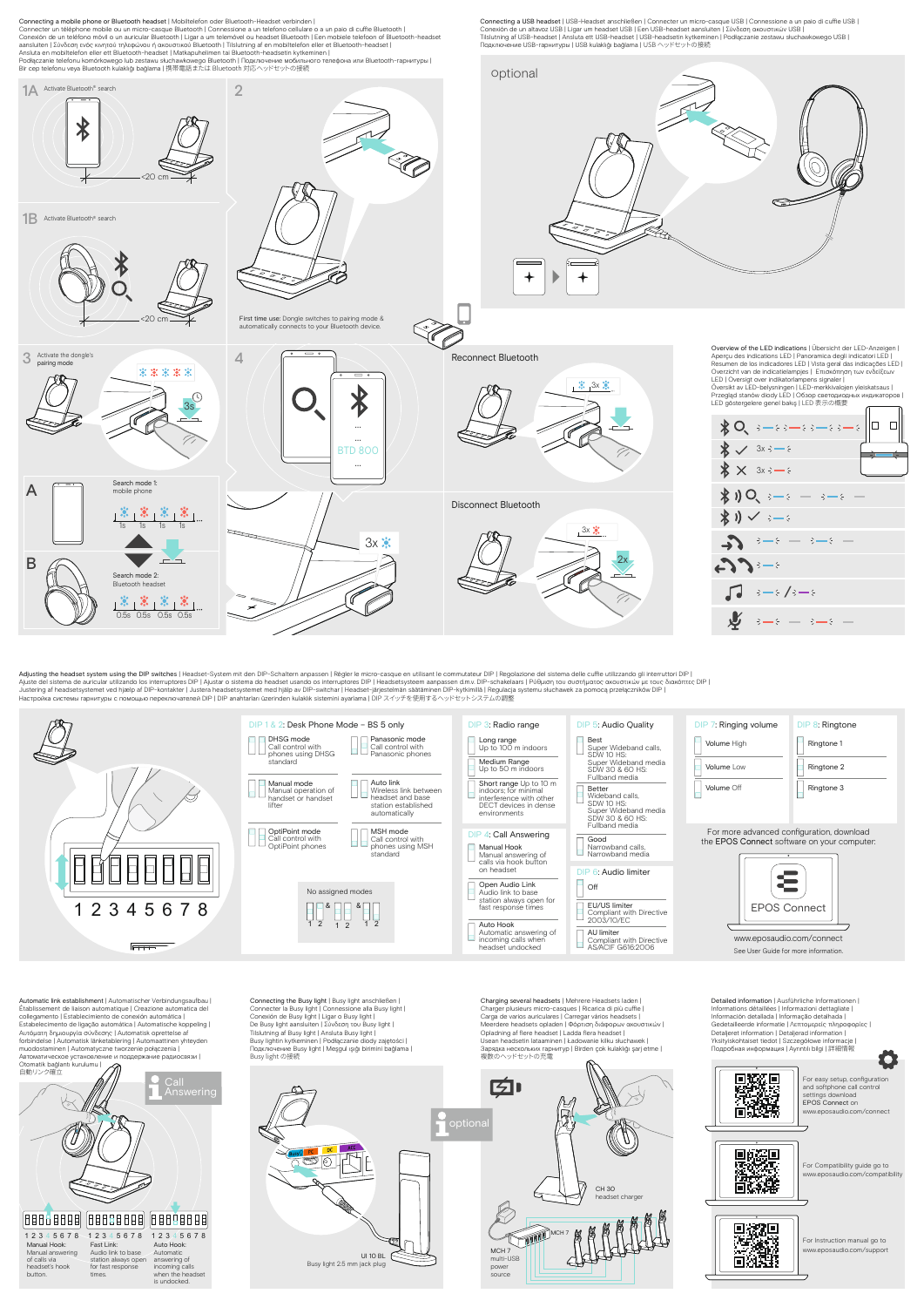Connecting a mobile phone or Bluetooth headset | Mobiltelefon oder Bluetooth-Headset verbinden | Connecter un téléphone mobile ou un micro-casque Bluetooth | Connessione a un telefono cellulare o a un paio di cuffie Bluetooth | Conexión de un teléfono móvil o un auricular Bluetooth | Ligar a um telemóvel ou headset Bluetooth | Een mobiele telefoon of Bluetooth-headset aansluiten | Σύνδεση ενός κινητού τηλεφώνου ή ακουστικών Bluetooth | Tilslutning af en mobiltelefon eller et Bluetooth-headset | Ansluta en mobiltelefon eller ett Bluetooth-headset | Matkapuhelimen tai Bluetooth-headsetin kytkeminen | Podłączanie telefonu komórkowego lub zestawu słuchawkowego Bluetooth | Подключение мобильного телефона или Bluetooth-гарнитуры | Bir cep telefonu veya Bluetooth kulaklığı bağlama | 携帯電話または Bluetooth 対応ヘッドセットの接続

1A Activate Bluetooth® search

<20 cm

1B Activate Bluetooth® search

<20 cm

2

First time use: Dongle switches to pairing mode & automatically connects to your Bluetooth device.

3 Activate the dongle's pairing mode

3s

4

BTD 800

3x

A

Search mode 1: mobile phone

1s 1s 1s 1s

B

Search mode 2: Bluetooth headset

0.5s 0.5s 0.5s 0.5s

Reconnect Bluetooth

3x

Disconnect Bluetooth

3x

2x

Connecting a USB headset | USB-Headset anschließen | Connecter un micro-casque USB | Connessione a un paio di cuffie USB | Conexión de un auricular USB | Ligar um headset USB | Een USB-headset aansluiten | Σύνδεση ακουστικών USB | Tilslutning af USB-headset | Ansluta ett USB-headset | USB-headsetin kytkeminen | Podłączanie zestawu słuchawkowego USB | Подключение USB-гарнитуры | USB kulaklığı bağlama | USB ヘッドセットの接続

optional

Overview of the LED indications | Übersicht der LED-Anzeigen | Aperçu des indications LED | Panoramica degli indicatori LED | Resumen de los indicadores LED | Vista geral das indicações LED | Overzicht van de indicatielampjes | Επισκόπηση των ενδείξεων LED | Oversigt over indikatorlampens signaler | Översikt av LED-belysningen | LED-merkkivalojen yleiskatsaus | Przegląd stanów diody LED | Обзор светодиодных индикаторов | LED göstergelere genel bakış | LED 表示の概要

3x

3x

Adjusting the headset system using the DIP switches | Headset-System mit den DIP-Schaltern anpassen | Régler le micro-casque en utilisant le commutateur DIP | Regolazione del sistema delle cuffie utilizzando gli interruttori DIP | Ajuste del sistema de auricular utilizando los interruptores DIP | Ajustar o sistema de headset usando os interruptores DIP | Headsetsysteem aanpassen d.m.v. DIP-schakelaars | Ρύθμιση του συστήματος ακουστικών με τους διακόπτες DIP | Justering af headsetsystemet ved hjælp af DIP-kontakter | Justera headsetsystemet med hjälp av DIP-switchar | Headset-järjestelmän säätäminen DIP-kytkimillä | Regulacja systemu słuchawkowego za pomocą przełączników DIP | Настройка системы гарнитуры с помощью переключателей DIP | DIP anahtarları üzerinden kulaklık sistemini ayarlama | DIP スイッチを使用するヘッドセットシステムの調整

1 2 3 4 5 6 7 8

**DIP 1 & 2: Desk Phone Mode – BS 5 only**

- DHSG mode – Call control with phones using DHSG standard
- Panasonic mode – Call control with Panasonic phones
- Manual mode – Manual operation of handset or handset lifter
- Auto link – Wireless link between headset and base station established automatically
- OptiPoint mode – Call control with OptiPoint phones
- MSH mode – Call control with phones using MSH standard

No assigned modes

**DIP 3: Radio range**

- Long range – Up to 100 m indoors
- Medium Range – Up to 50 m indoors
- Short range – Up to 10 m indoors; for minimal interference with other DECT devices in dense station environments

**DIP 4: Call Answering**

- Manual Hook – Manual answering of calls via hook button on headset
- Open Audio Link – Audio link to base station always open for fast response times
- Auto Hook – Automatic answering of incoming calls when headset undocked

**DIP 5: Audio Quality**

- Best – Super Wideband calls, SDW 10 HS: Super Wideband media SDW 30 & 60 HS: Fullband media
- Better – Wideband calls, SDW 10 HS: Super Wideband media SDW 30 & 60 HS: Fullband media
- Good – Narrowband calls, Narrowband media

**DIP 6: Audio limiter**

- Off
- EU/US limiter – Compliant with Directive 2003/10/EC
- AU limiter – Compliant with Directive AS/ACIF G616:2006

**DIP 7: Ringing volume**

- Volume High
- Volume Low
- Volume Off

**DIP 8: Ringtone**

- Ringtone 1
- Ringtone 2
- Ringtone 3

For more advanced configuration, download the EPOS Connect software on your computer:

EPOS Connect

www.eposaudio.com/connect

See User Guide for more information.

Automatic link establishment | Automatischer Verbindungsaufbau | Établissement de liaison automatique | Creazione automatica del collegamento | Establecimiento de conexión automática | Estabelecimento de ligação automática | Automatische koppeling | Αυτόματη δημιουργία σύνδεσης | Automatisk oprettelse af forbindelse | Automatisk länketablering | Automaattinen yhteyden muodostaminen | Automatyczne tworzenie połączenia | Автоматическое установление и поддержание радиосвязи | Otomatik bağlantı kurulumu | 自動リンク確立

Call Answering

1 2 3 4 5 6 7 8 — Manual Hook: Manual answering of calls via headset's hook button.

1 2 3 4 5 6 7 8 — Fast Link: Audio link to base station always open for fast response times.

1 2 3 4 5 6 7 8 — Auto Hook: Automatic answering of incoming calls when the headset is undocked.

Connecting the Busy light | Busy light anschließen | Connecter le Busy light | Connessione alla Busy light | Conexión de Busy light | Ligar o Busy light | De Busy light aansluiten | Σύνδεση του Busy light | Tilslutning af Busy light | Ansluta Busy light | Busy lightin kytkeminen | Podłączanie diody zajętości | Подключение Busy light | Meşgul ışığı birimini bağlama | Busy light の接続

optional

Busy light 2.5 mm jack plug

UI 10 BL

Charging several headsets | Mehrere Headsets laden | Charger plusieurs micro-casques | Ricarica di più cuffie | Carga de varios auriculares | Carregar vários headsets | Meerdere headsets opladen | Φόρτιση διάφορων ακουστικών | Opladning af flere headset | Ladda flera headset | Usean headsetin lataaminen | Ładowanie kilku słuchawek | Зарядка нескольких гарнитур | Birden çok kulaklığı şarj etme | 複数のヘッドセットの充電

CH 30 headset charger

MCH 7 multi-USB power source

MCH 7

Detailed information | Ausführliche Informationen | Informations détaillées | Informazioni dettagliate | Información detallada | Informação detalhada | Gedetailleerde informatie | Λεπτομερείς πληροφορίες | Detaljeret information | Detaljerad information | Yksityiskohtaiset tiedot | Szczegółowe informacje | Подробная информация | Ayrıntılı bilgi | 詳細情報

For easy setup, configuration and softphone call control settings download EPOS Connect on www.eposaudio.com/connect

For Compatibility guide go to www.eposaudio.com/compatibility

For Instruction manual go to www.eposaudio.com/support